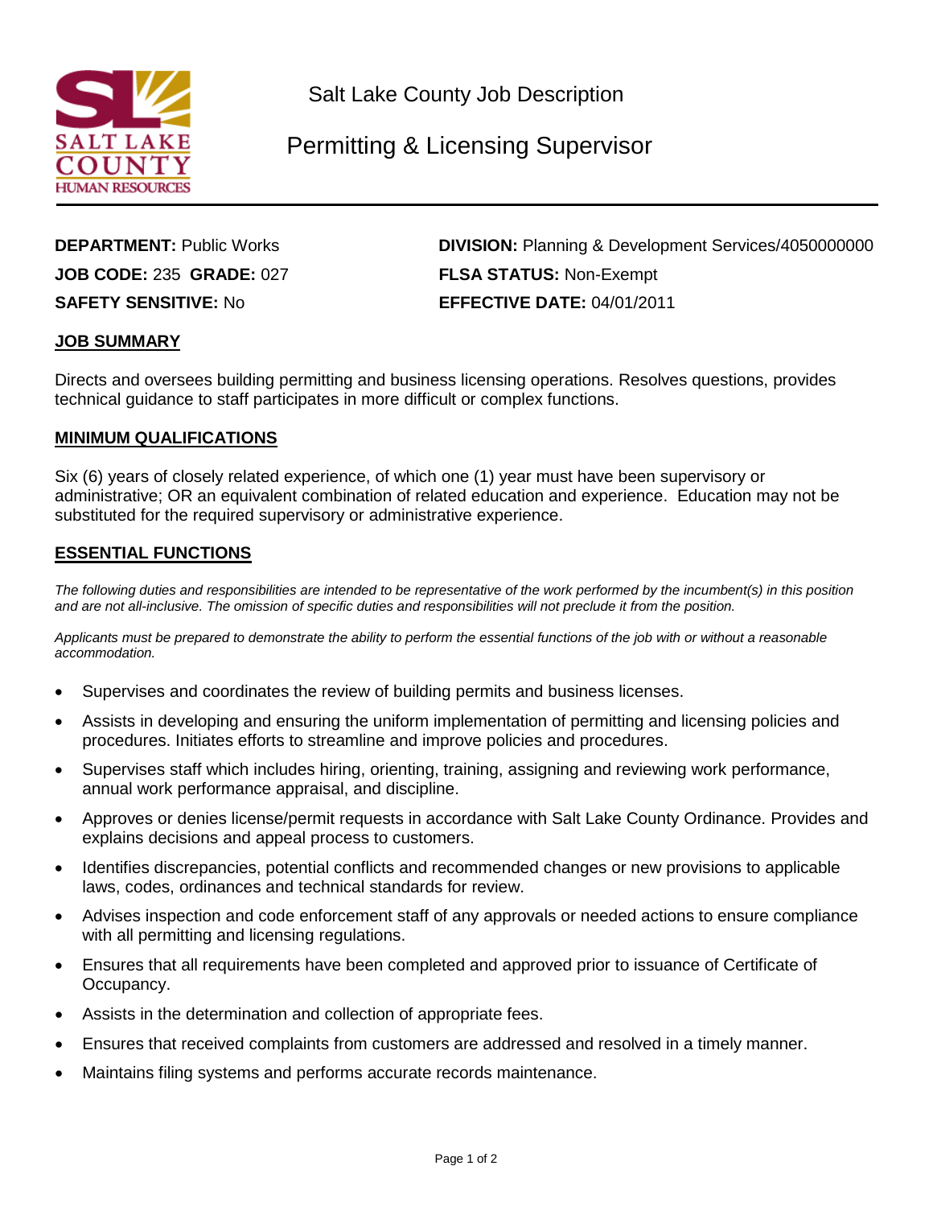Salt Lake County Job Description

# Permitting & Licensing Supervisor

**DEPARTMENT:** Public Works
**DIVISION:** Planning & Development Services/4050000000
**JOB CODE:** 235 **GRADE:** 027
**FLSA STATUS:** Non-Exempt
**SAFETY SENSITIVE:** No
**EFFECTIVE DATE:** 04/01/2011

## JOB SUMMARY

Directs and oversees building permitting and business licensing operations. Resolves questions, provides technical guidance to staff participates in more difficult or complex functions.

## MINIMUM QUALIFICATIONS

Six (6) years of closely related experience, of which one (1) year must have been supervisory or administrative; OR an equivalent combination of related education and experience. Education may not be substituted for the required supervisory or administrative experience.

## ESSENTIAL FUNCTIONS

*The following duties and responsibilities are intended to be representative of the work performed by the incumbent(s) in this position and are not all-inclusive. The omission of specific duties and responsibilities will not preclude it from the position.*

*Applicants must be prepared to demonstrate the ability to perform the essential functions of the job with or without a reasonable accommodation.*

- Supervises and coordinates the review of building permits and business licenses.
- Assists in developing and ensuring the uniform implementation of permitting and licensing policies and procedures. Initiates efforts to streamline and improve policies and procedures.
- Supervises staff which includes hiring, orienting, training, assigning and reviewing work performance, annual work performance appraisal, and discipline.
- Approves or denies license/permit requests in accordance with Salt Lake County Ordinance. Provides and explains decisions and appeal process to customers.
- Identifies discrepancies, potential conflicts and recommended changes or new provisions to applicable laws, codes, ordinances and technical standards for review.
- Advises inspection and code enforcement staff of any approvals or needed actions to ensure compliance with all permitting and licensing regulations.
- Ensures that all requirements have been completed and approved prior to issuance of Certificate of Occupancy.
- Assists in the determination and collection of appropriate fees.
- Ensures that received complaints from customers are addressed and resolved in a timely manner.
- Maintains filing systems and performs accurate records maintenance.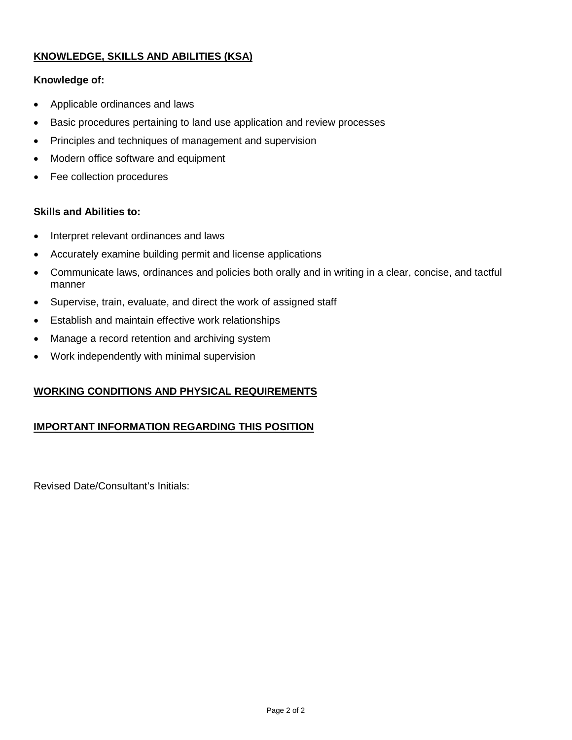## KNOWLEDGE, SKILLS AND ABILITIES (KSA)

**Knowledge of:**

- Applicable ordinances and laws
- Basic procedures pertaining to land use application and review processes
- Principles and techniques of management and supervision
- Modern office software and equipment
- Fee collection procedures

**Skills and Abilities to:**

- Interpret relevant ordinances and laws
- Accurately examine building permit and license applications
- Communicate laws, ordinances and policies both orally and in writing in a clear, concise, and tactful manner
- Supervise, train, evaluate, and direct the work of assigned staff
- Establish and maintain effective work relationships
- Manage a record retention and archiving system
- Work independently with minimal supervision

## WORKING CONDITIONS AND PHYSICAL REQUIREMENTS

## IMPORTANT INFORMATION REGARDING THIS POSITION

Revised Date/Consultant's Initials: